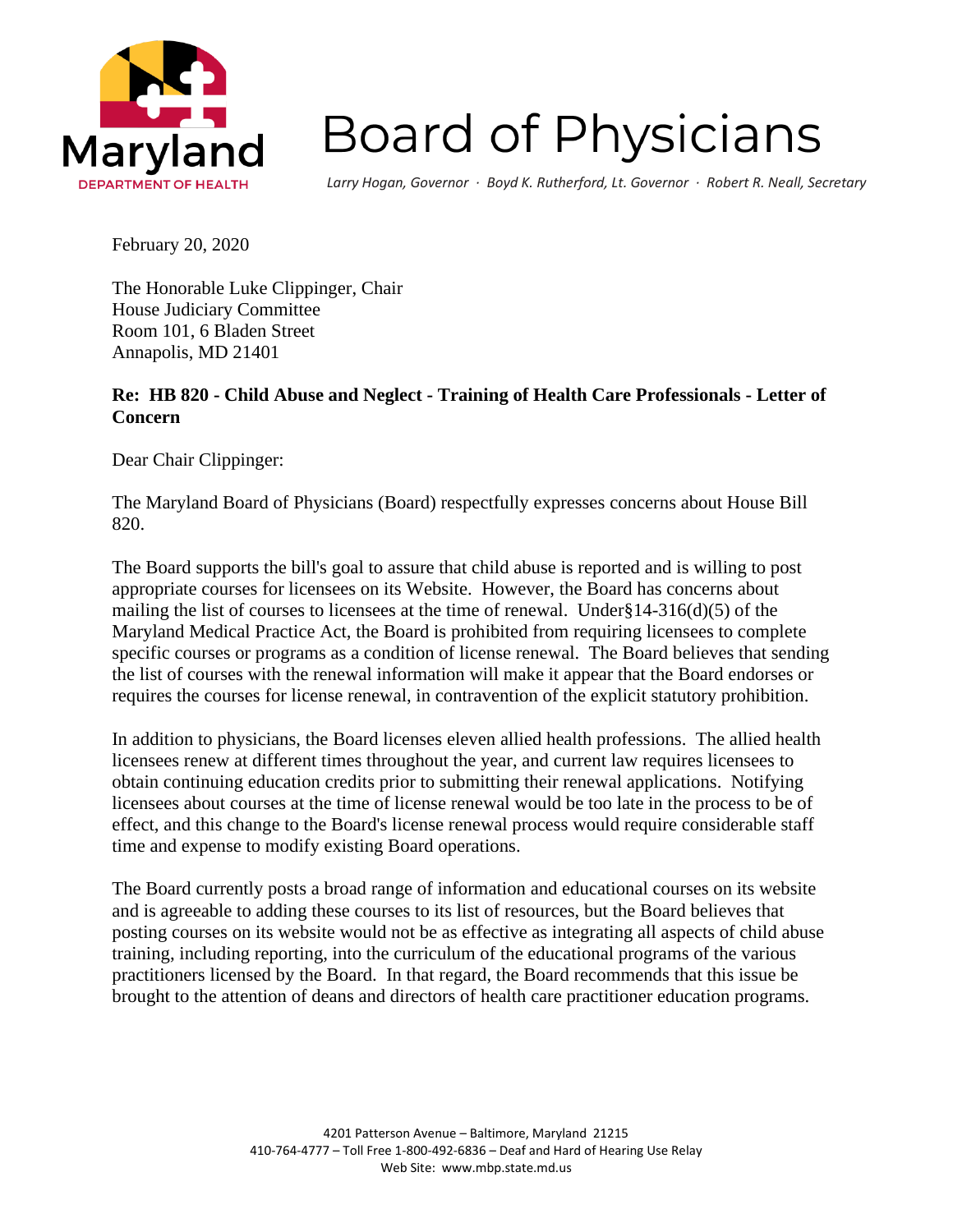# Board of Physicians

*Larry Hogan, Governor · Boyd K. Rutherford, Lt. Governor · Robert R. Neall, Secretary*

February 20, 2020

The Honorable Luke Clippinger, Chair
House Judiciary Committee
Room 101, 6 Bladen Street
Annapolis, MD 21401

**Re: HB 820 - Child Abuse and Neglect - Training of Health Care Professionals - Letter of Concern**

Dear Chair Clippinger:

The Maryland Board of Physicians (Board) respectfully expresses concerns about House Bill 820.

The Board supports the bill's goal to assure that child abuse is reported and is willing to post appropriate courses for licensees on its Website. However, the Board has concerns about mailing the list of courses to licensees at the time of renewal. Under§14-316(d)(5) of the Maryland Medical Practice Act, the Board is prohibited from requiring licensees to complete specific courses or programs as a condition of license renewal. The Board believes that sending the list of courses with the renewal information will make it appear that the Board endorses or requires the courses for license renewal, in contravention of the explicit statutory prohibition.

In addition to physicians, the Board licenses eleven allied health professions. The allied health licensees renew at different times throughout the year, and current law requires licensees to obtain continuing education credits prior to submitting their renewal applications. Notifying licensees about courses at the time of license renewal would be too late in the process to be of effect, and this change to the Board's license renewal process would require considerable staff time and expense to modify existing Board operations.

The Board currently posts a broad range of information and educational courses on its website and is agreeable to adding these courses to its list of resources, but the Board believes that posting courses on its website would not be as effective as integrating all aspects of child abuse training, including reporting, into the curriculum of the educational programs of the various practitioners licensed by the Board. In that regard, the Board recommends that this issue be brought to the attention of deans and directors of health care practitioner education programs.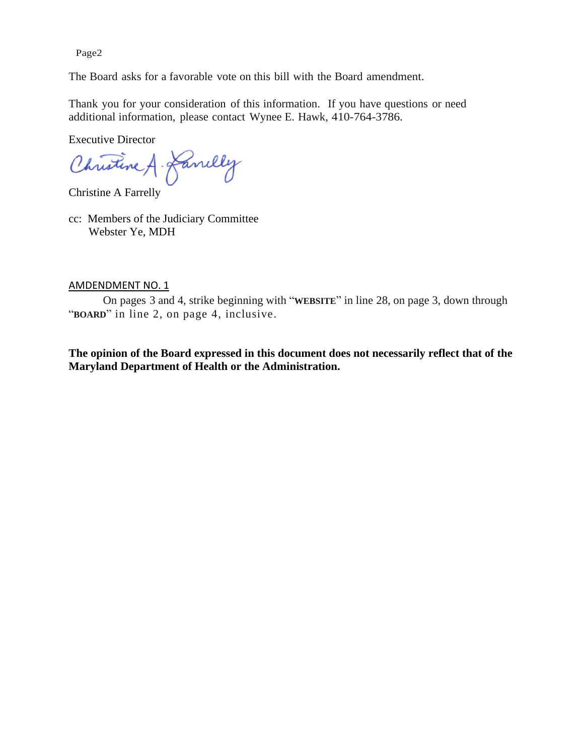The Board asks for a favorable vote on this bill with the Board amendment.

Thank you for your consideration of this information. If you have questions or need additional information, please contact Wynee E. Hawk, 410-764-3786.

Executive Director

Christine A Farrelly

cc: Members of the Judiciary Committee
Webster Ye, MDH

AMDENDMENT NO. 1

On pages 3 and 4, strike beginning with "**WEBSITE**" in line 28, on page 3, down through "**BOARD**" in line 2, on page 4, inclusive.

**The opinion of the Board expressed in this document does not necessarily reflect that of the Maryland Department of Health or the Administration.**